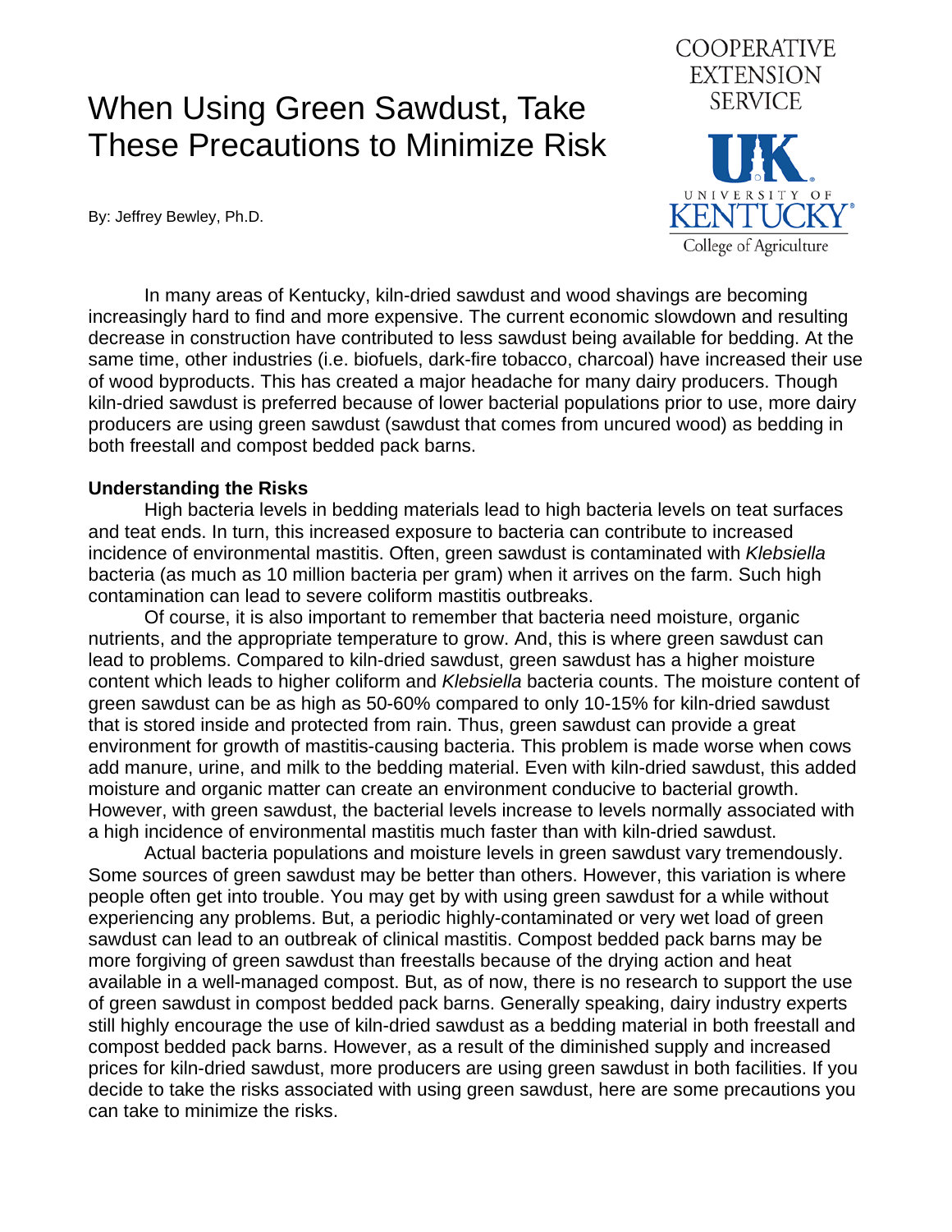# When Using Green Sawdust, Take These Precautions to Minimize Risk

COOPERATIVE EXTENSION SERVICE

UK University of Kentucky College of Agriculture

By: Jeffrey Bewley, Ph.D.

In many areas of Kentucky, kiln-dried sawdust and wood shavings are becoming increasingly hard to find and more expensive. The current economic slowdown and resulting decrease in construction have contributed to less sawdust being available for bedding. At the same time, other industries (i.e. biofuels, dark-fire tobacco, charcoal) have increased their use of wood byproducts. This has created a major headache for many dairy producers. Though kiln-dried sawdust is preferred because of lower bacterial populations prior to use, more dairy producers are using green sawdust (sawdust that comes from uncured wood) as bedding in both freestall and compost bedded pack barns.

**Understanding the Risks**

High bacteria levels in bedding materials lead to high bacteria levels on teat surfaces and teat ends. In turn, this increased exposure to bacteria can contribute to increased incidence of environmental mastitis. Often, green sawdust is contaminated with *Klebsiella* bacteria (as much as 10 million bacteria per gram) when it arrives on the farm. Such high contamination can lead to severe coliform mastitis outbreaks.

Of course, it is also important to remember that bacteria need moisture, organic nutrients, and the appropriate temperature to grow. And, this is where green sawdust can lead to problems. Compared to kiln-dried sawdust, green sawdust has a higher moisture content which leads to higher coliform and *Klebsiella* bacteria counts. The moisture content of green sawdust can be as high as 50-60% compared to only 10-15% for kiln-dried sawdust that is stored inside and protected from rain. Thus, green sawdust can provide a great environment for growth of mastitis-causing bacteria. This problem is made worse when cows add manure, urine, and milk to the bedding material. Even with kiln-dried sawdust, this added moisture and organic matter can create an environment conducive to bacterial growth. However, with green sawdust, the bacterial levels increase to levels normally associated with a high incidence of environmental mastitis much faster than with kiln-dried sawdust.

Actual bacteria populations and moisture levels in green sawdust vary tremendously. Some sources of green sawdust may be better than others. However, this variation is where people often get into trouble. You may get by with using green sawdust for a while without experiencing any problems. But, a periodic highly-contaminated or very wet load of green sawdust can lead to an outbreak of clinical mastitis. Compost bedded pack barns may be more forgiving of green sawdust than freestalls because of the drying action and heat available in a well-managed compost. But, as of now, there is no research to support the use of green sawdust in compost bedded pack barns. Generally speaking, dairy industry experts still highly encourage the use of kiln-dried sawdust as a bedding material in both freestall and compost bedded pack barns. However, as a result of the diminished supply and increased prices for kiln-dried sawdust, more producers are using green sawdust in both facilities. If you decide to take the risks associated with using green sawdust, here are some precautions you can take to minimize the risks.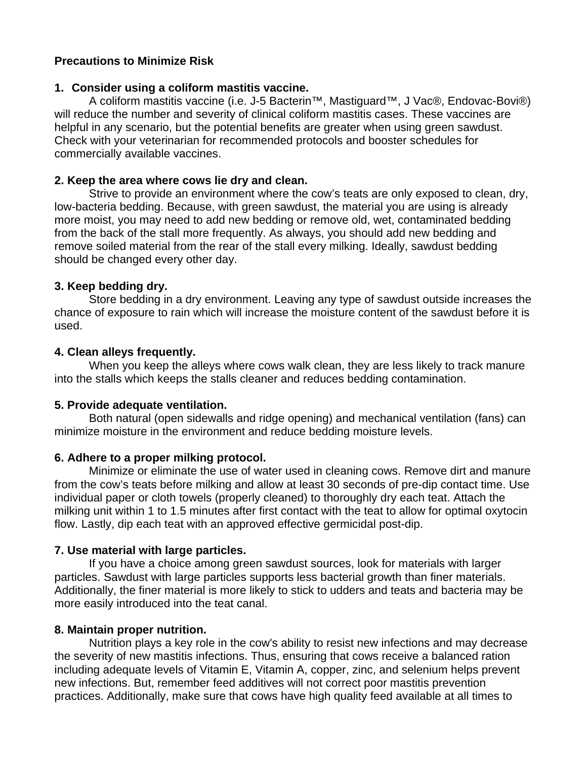**Precautions to Minimize Risk**

**1. Consider using a coliform mastitis vaccine.**

A coliform mastitis vaccine (i.e. J-5 Bacterin™, Mastiguard™, J Vac®, Endovac-Bovi®) will reduce the number and severity of clinical coliform mastitis cases. These vaccines are helpful in any scenario, but the potential benefits are greater when using green sawdust. Check with your veterinarian for recommended protocols and booster schedules for commercially available vaccines.

**2. Keep the area where cows lie dry and clean.**

Strive to provide an environment where the cow's teats are only exposed to clean, dry, low-bacteria bedding. Because, with green sawdust, the material you are using is already more moist, you may need to add new bedding or remove old, wet, contaminated bedding from the back of the stall more frequently. As always, you should add new bedding and remove soiled material from the rear of the stall every milking. Ideally, sawdust bedding should be changed every other day.

**3. Keep bedding dry.**

Store bedding in a dry environment. Leaving any type of sawdust outside increases the chance of exposure to rain which will increase the moisture content of the sawdust before it is used.

**4. Clean alleys frequently.**

When you keep the alleys where cows walk clean, they are less likely to track manure into the stalls which keeps the stalls cleaner and reduces bedding contamination.

**5. Provide adequate ventilation.**

Both natural (open sidewalls and ridge opening) and mechanical ventilation (fans) can minimize moisture in the environment and reduce bedding moisture levels.

**6. Adhere to a proper milking protocol.**

Minimize or eliminate the use of water used in cleaning cows. Remove dirt and manure from the cow's teats before milking and allow at least 30 seconds of pre-dip contact time. Use individual paper or cloth towels (properly cleaned) to thoroughly dry each teat. Attach the milking unit within 1 to 1.5 minutes after first contact with the teat to allow for optimal oxytocin flow. Lastly, dip each teat with an approved effective germicidal post-dip.

**7. Use material with large particles.**

If you have a choice among green sawdust sources, look for materials with larger particles. Sawdust with large particles supports less bacterial growth than finer materials. Additionally, the finer material is more likely to stick to udders and teats and bacteria may be more easily introduced into the teat canal.

**8. Maintain proper nutrition.**

Nutrition plays a key role in the cow's ability to resist new infections and may decrease the severity of new mastitis infections. Thus, ensuring that cows receive a balanced ration including adequate levels of Vitamin E, Vitamin A, copper, zinc, and selenium helps prevent new infections. But, remember feed additives will not correct poor mastitis prevention practices. Additionally, make sure that cows have high quality feed available at all times to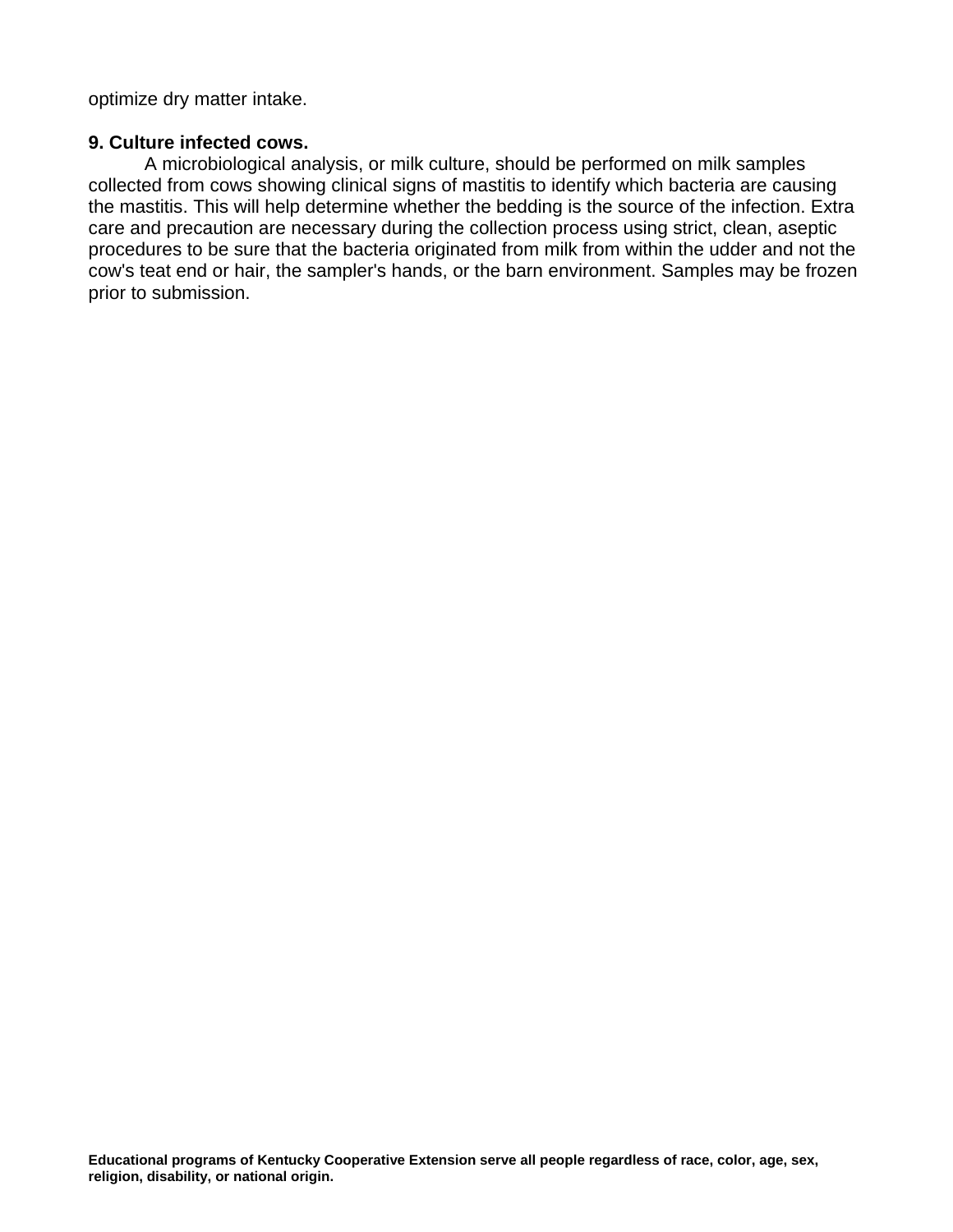optimize dry matter intake.

**9. Culture infected cows.**

A microbiological analysis, or milk culture, should be performed on milk samples collected from cows showing clinical signs of mastitis to identify which bacteria are causing the mastitis. This will help determine whether the bedding is the source of the infection. Extra care and precaution are necessary during the collection process using strict, clean, aseptic procedures to be sure that the bacteria originated from milk from within the udder and not the cow's teat end or hair, the sampler's hands, or the barn environment. Samples may be frozen prior to submission.

**Educational programs of Kentucky Cooperative Extension serve all people regardless of race, color, age, sex, religion, disability, or national origin.**